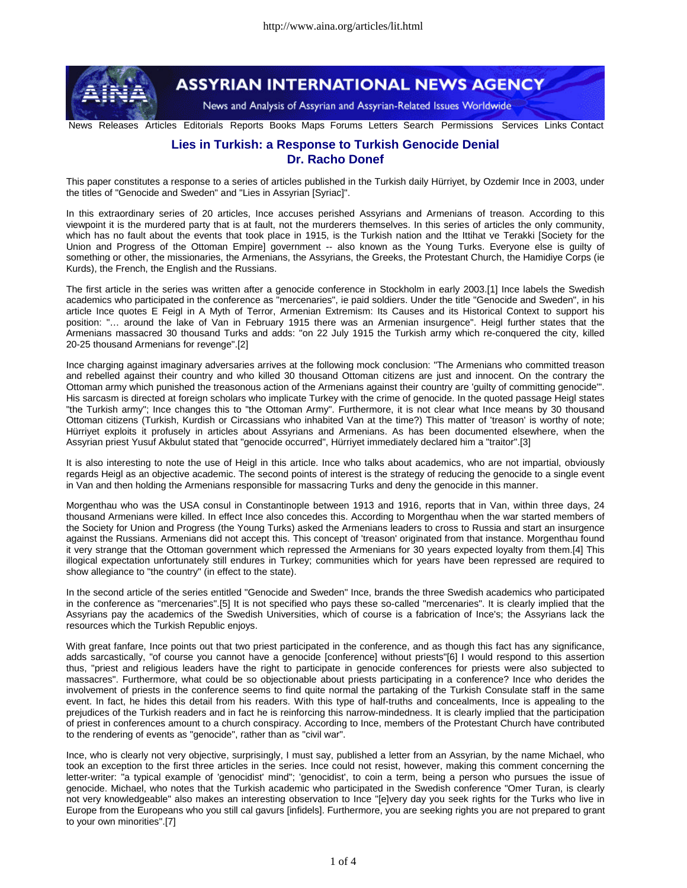# Lies in Turkish: a Response to Turkish Genocide Denial

## Dr. Racho Donef

This paper constitutes a response to a series of articles published in the Turkish daily Hürriyet, by Ozdemir Ince in 2003, under the titles of "Genocide and Sweden" and "Lies in Assyrian [Syriac]".

In this extraordinary series of 20 articles, Ince accuses perished Assyrians and Armenians of treason. According to this viewpoint it is the murdered party that is at fault, not the murderers themselves. In this series of articles the only community, which has no fault about the events that took place in 1915, is the Turkish nation and the Ittihat ve Terakki [Society for the Union and Progress of the Ottoman Empire] government -- also known as the Young Turks. Everyone else is guilty of something or other, the missionaries, the Armenians, the Assyrians, the Greeks, the Protestant Church, the Hamidiye Corps (ie Kurds), the French, the English and the Russians.

The first article in the series was written after a genocide conference in Stockholm in early 2003.[1] Ince labels the Swedish academics who participated in the conference as "mercenaries", ie paid soldiers. Under the title "Genocide and Sweden", in his article Ince quotes E Feigl in A Myth of Terror, Armenian Extremism: Its Causes and its Historical Context to support his position: "… around the lake of Van in February 1915 there was an Armenian insurgence". Heigl further states that the Armenians massacred 30 thousand Turks and adds: "on 22 July 1915 the Turkish army which re-conquered the city, killed 20-25 thousand Armenians for revenge".[2]

Ince charging against imaginary adversaries arrives at the following mock conclusion: "The Armenians who committed treason and rebelled against their country and who killed 30 thousand Ottoman citizens are just and innocent. On the contrary the Ottoman army which punished the treasonous action of the Armenians against their country are 'guilty of committing genocide'". His sarcasm is directed at foreign scholars who implicate Turkey with the crime of genocide. In the quoted passage Heigl states "the Turkish army"; Ince changes this to "the Ottoman Army". Furthermore, it is not clear what Ince means by 30 thousand Ottoman citizens (Turkish, Kurdish or Circassians who inhabited Van at the time?) This matter of 'treason' is worthy of note; Hürriyet exploits it profusely in articles about Assyrians and Armenians. As has been documented elsewhere, when the Assyrian priest Yusuf Akbulut stated that "genocide occurred", Hürriyet immediately declared him a "traitor".[3]

It is also interesting to note the use of Heigl in this article. Ince who talks about academics, who are not impartial, obviously regards Heigl as an objective academic. The second points of interest is the strategy of reducing the genocide to a single event in Van and then holding the Armenians responsible for massacring Turks and deny the genocide in this manner.

Morgenthau who was the USA consul in Constantinople between 1913 and 1916, reports that in Van, within three days, 24 thousand Armenians were killed. In effect Ince also concedes this. According to Morgenthau when the war started members of the Society for Union and Progress (the Young Turks) asked the Armenians leaders to cross to Russia and start an insurgence against the Russians. Armenians did not accept this. This concept of 'treason' originated from that instance. Morgenthau found it very strange that the Ottoman government which repressed the Armenians for 30 years expected loyalty from them.[4] This illogical expectation unfortunately still endures in Turkey; communities which for years have been repressed are required to show allegiance to "the country" (in effect to the state).

In the second article of the series entitled "Genocide and Sweden" Ince, brands the three Swedish academics who participated in the conference as "mercenaries".[5] It is not specified who pays these so-called "mercenaries". It is clearly implied that the Assyrians pay the academics of the Swedish Universities, which of course is a fabrication of Ince's; the Assyrians lack the resources which the Turkish Republic enjoys.

With great fanfare, Ince points out that two priest participated in the conference, and as though this fact has any significance, adds sarcastically, "of course you cannot have a genocide [conference] without priests"[6] I would respond to this assertion thus, "priest and religious leaders have the right to participate in genocide conferences for priests were also subjected to massacres". Furthermore, what could be so objectionable about priests participating in a conference? Ince who derides the involvement of priests in the conference seems to find quite normal the partaking of the Turkish Consulate staff in the same event. In fact, he hides this detail from his readers. With this type of half-truths and concealments, Ince is appealing to the prejudices of the Turkish readers and in fact he is reinforcing this narrow-mindedness. It is clearly implied that the participation of priest in conferences amount to a church conspiracy. According to Ince, members of the Protestant Church have contributed to the rendering of events as "genocide", rather than as "civil war".

Ince, who is clearly not very objective, surprisingly, I must say, published a letter from an Assyrian, by the name Michael, who took an exception to the first three articles in the series. Ince could not resist, however, making this comment concerning the letter-writer: "a typical example of 'genocidist' mind"; 'genocidist', to coin a term, being a person who pursues the issue of genocide. Michael, who notes that the Turkish academic who participated in the Swedish conference "Omer Turan, is clearly not very knowledgeable" also makes an interesting observation to Ince "[e]very day you seek rights for the Turks who live in Europe from the Europeans who you still cal gavurs [infidels]. Furthermore, you are seeking rights you are not prepared to grant to your own minorities".[7]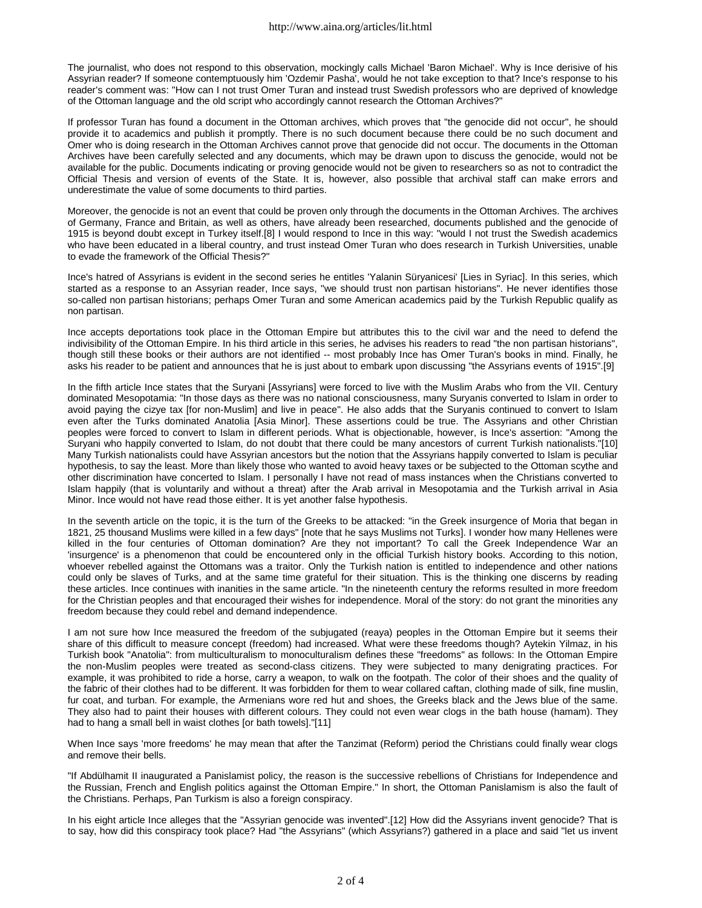The journalist, who does not respond to this observation, mockingly calls Michael 'Baron Michael'. Why is Ince derisive of his Assyrian reader? If someone contemptuously him 'Ozdemir Pasha', would he not take exception to that? Ince's response to his reader's comment was: "How can I not trust Omer Turan and instead trust Swedish professors who are deprived of knowledge of the Ottoman language and the old script who accordingly cannot research the Ottoman Archives?"

If professor Turan has found a document in the Ottoman archives, which proves that "the genocide did not occur", he should provide it to academics and publish it promptly. There is no such document because there could be no such document and Omer who is doing research in the Ottoman Archives cannot prove that genocide did not occur. The documents in the Ottoman Archives have been carefully selected and any documents, which may be drawn upon to discuss the genocide, would not be available for the public. Documents indicating or proving genocide would not be given to researchers so as not to contradict the Official Thesis and version of events of the State. It is, however, also possible that archival staff can make errors and underestimate the value of some documents to third parties.

Moreover, the genocide is not an event that could be proven only through the documents in the Ottoman Archives. The archives of Germany, France and Britain, as well as others, have already been researched, documents published and the genocide of 1915 is beyond doubt except in Turkey itself.[8] I would respond to Ince in this way: "would I not trust the Swedish academics who have been educated in a liberal country, and trust instead Omer Turan who does research in Turkish Universities, unable to evade the framework of the Official Thesis?"

Ince's hatred of Assyrians is evident in the second series he entitles 'Yalanin Süryanicesi' [Lies in Syriac]. In this series, which started as a response to an Assyrian reader, Ince says, "we should trust non partisan historians". He never identifies those so-called non partisan historians; perhaps Omer Turan and some American academics paid by the Turkish Republic qualify as non partisan.

Ince accepts deportations took place in the Ottoman Empire but attributes this to the civil war and the need to defend the indivisibility of the Ottoman Empire. In his third article in this series, he advises his readers to read "the non partisan historians", though still these books or their authors are not identified -- most probably Ince has Omer Turan's books in mind. Finally, he asks his reader to be patient and announces that he is just about to embark upon discussing "the Assyrians events of 1915".[9]

In the fifth article Ince states that the Suryani [Assyrians] were forced to live with the Muslim Arabs who from the VII. Century dominated Mesopotamia: "In those days as there was no national consciousness, many Suryanis converted to Islam in order to avoid paying the cizye tax [for non-Muslim] and live in peace". He also adds that the Suryanis continued to convert to Islam even after the Turks dominated Anatolia [Asia Minor]. These assertions could be true. The Assyrians and other Christian peoples were forced to convert to Islam in different periods. What is objectionable, however, is Ince's assertion: "Among the Suryani who happily converted to Islam, do not doubt that there could be many ancestors of current Turkish nationalists."[10] Many Turkish nationalists could have Assyrian ancestors but the notion that the Assyrians happily converted to Islam is peculiar hypothesis, to say the least. More than likely those who wanted to avoid heavy taxes or be subjected to the Ottoman scythe and other discrimination have concerted to Islam. I personally I have not read of mass instances when the Christians converted to Islam happily (that is voluntarily and without a threat) after the Arab arrival in Mesopotamia and the Turkish arrival in Asia Minor. Ince would not have read those either. It is yet another false hypothesis.

In the seventh article on the topic, it is the turn of the Greeks to be attacked: "in the Greek insurgence of Moria that began in 1821, 25 thousand Muslims were killed in a few days" [note that he says Muslims not Turks]. I wonder how many Hellenes were killed in the four centuries of Ottoman domination? Are they not important? To call the Greek Independence War an 'insurgence' is a phenomenon that could be encountered only in the official Turkish history books. According to this notion, whoever rebelled against the Ottomans was a traitor. Only the Turkish nation is entitled to independence and other nations could only be slaves of Turks, and at the same time grateful for their situation. This is the thinking one discerns by reading these articles. Ince continues with inanities in the same article. "In the nineteenth century the reforms resulted in more freedom for the Christian peoples and that encouraged their wishes for independence. Moral of the story: do not grant the minorities any freedom because they could rebel and demand independence.

I am not sure how Ince measured the freedom of the subjugated (reaya) peoples in the Ottoman Empire but it seems their share of this difficult to measure concept (freedom) had increased. What were these freedoms though? Aytekin Yilmaz, in his Turkish book "Anatolia": from multiculturalism to monoculturalism defines these "freedoms" as follows: In the Ottoman Empire the non-Muslim peoples were treated as second-class citizens. They were subjected to many denigrating practices. For example, it was prohibited to ride a horse, carry a weapon, to walk on the footpath. The color of their shoes and the quality of the fabric of their clothes had to be different. It was forbidden for them to wear collared caftan, clothing made of silk, fine muslin, fur coat, and turban. For example, the Armenians wore red hut and shoes, the Greeks black and the Jews blue of the same. They also had to paint their houses with different colours. They could not even wear clogs in the bath house (hamam). They had to hang a small bell in waist clothes [or bath towels]."[11]

When Ince says 'more freedoms' he may mean that after the Tanzimat (Reform) period the Christians could finally wear clogs and remove their bells.

"If Abdülhamit II inaugurated a Panislamist policy, the reason is the successive rebellions of Christians for Independence and the Russian, French and English politics against the Ottoman Empire." In short, the Ottoman Panislamism is also the fault of the Christians. Perhaps, Pan Turkism is also a foreign conspiracy.

In his eight article Ince alleges that the "Assyrian genocide was invented".[12] How did the Assyrians invent genocide? That is to say, how did this conspiracy took place? Had "the Assyrians" (which Assyrians?) gathered in a place and said "let us invent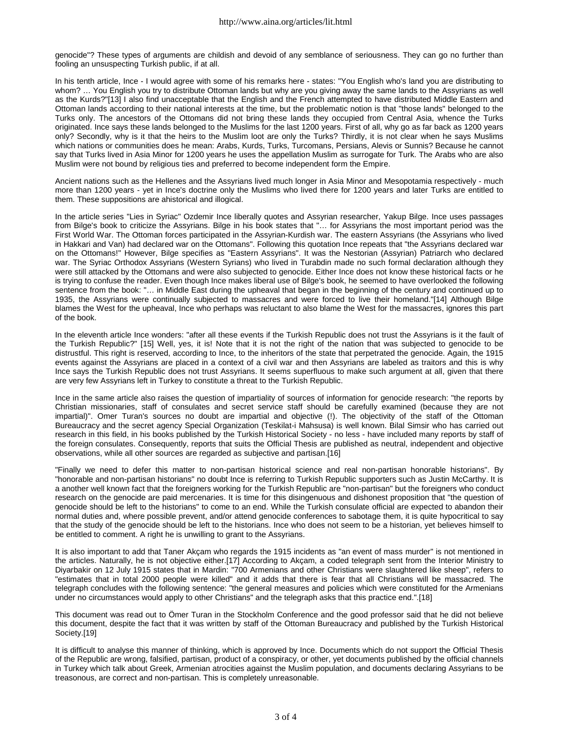genocide"? These types of arguments are childish and devoid of any semblance of seriousness. They can go no further than fooling an unsuspecting Turkish public, if at all.

In his tenth article, Ince - I would agree with some of his remarks here - states: "You English who's land you are distributing to whom? … You English you try to distribute Ottoman lands but why are you giving away the same lands to the Assyrians as well as the Kurds?"[13] I also find unacceptable that the English and the French attempted to have distributed Middle Eastern and Ottoman lands according to their national interests at the time, but the problematic notion is that "those lands" belonged to the Turks only. The ancestors of the Ottomans did not bring these lands they occupied from Central Asia, whence the Turks originated. Ince says these lands belonged to the Muslims for the last 1200 years. First of all, why go as far back as 1200 years only? Secondly, why is it that the heirs to the Muslim loot are only the Turks? Thirdly, it is not clear when he says Muslims which nations or communities does he mean: Arabs, Kurds, Turks, Turcomans, Persians, Alevis or Sunnis? Because he cannot say that Turks lived in Asia Minor for 1200 years he uses the appellation Muslim as surrogate for Turk. The Arabs who are also Muslim were not bound by religious ties and preferred to become independent form the Empire.

Ancient nations such as the Hellenes and the Assyrians lived much longer in Asia Minor and Mesopotamia respectively - much more than 1200 years - yet in Ince's doctrine only the Muslims who lived there for 1200 years and later Turks are entitled to them. These suppositions are ahistorical and illogical.

In the article series "Lies in Syriac" Ozdemir Ince liberally quotes and Assyrian researcher, Yakup Bilge. Ince uses passages from Bilge's book to criticize the Assyrians. Bilge in his book states that "… for Assyrians the most important period was the First World War. The Ottoman forces participated in the Assyrian-Kurdish war. The eastern Assyrians (the Assyrians who lived in Hakkari and Van) had declared war on the Ottomans". Following this quotation Ince repeats that "the Assyrians declared war on the Ottomans!" However, Bilge specifies as "Eastern Assyrians". It was the Nestorian (Assyrian) Patriarch who declared war. The Syriac Orthodox Assyrians (Western Syrians) who lived in Turabdin made no such formal declaration although they were still attacked by the Ottomans and were also subjected to genocide. Either Ince does not know these historical facts or he is trying to confuse the reader. Even though Ince makes liberal use of Bilge's book, he seemed to have overlooked the following sentence from the book: "… in Middle East during the upheaval that began in the beginning of the century and continued up to 1935, the Assyrians were continually subjected to massacres and were forced to live their homeland."[14] Although Bilge blames the West for the upheaval, Ince who perhaps was reluctant to also blame the West for the massacres, ignores this part of the book.

In the eleventh article Ince wonders: "after all these events if the Turkish Republic does not trust the Assyrians is it the fault of the Turkish Republic?" [15] Well, yes, it is! Note that it is not the right of the nation that was subjected to genocide to be distrustful. This right is reserved, according to Ince, to the inheritors of the state that perpetrated the genocide. Again, the 1915 events against the Assyrians are placed in a context of a civil war and then Assyrians are labeled as traitors and this is why Ince says the Turkish Republic does not trust Assyrians. It seems superfluous to make such argument at all, given that there are very few Assyrians left in Turkey to constitute a threat to the Turkish Republic.

Ince in the same article also raises the question of impartiality of sources of information for genocide research: "the reports by Christian missionaries, staff of consulates and secret service staff should be carefully examined (because they are not impartial)". Omer Turan's sources no doubt are impartial and objective (!). The objectivity of the staff of the Ottoman Bureaucracy and the secret agency Special Organization (Teskilat-i Mahsusa) is well known. Bilal Simsir who has carried out research in this field, in his books published by the Turkish Historical Society - no less - have included many reports by staff of the foreign consulates. Consequently, reports that suits the Official Thesis are published as neutral, independent and objective observations, while all other sources are regarded as subjective and partisan.[16]

"Finally we need to defer this matter to non-partisan historical science and real non-partisan honorable historians". By "honorable and non-partisan historians" no doubt Ince is referring to Turkish Republic supporters such as Justin McCarthy. It is a another well known fact that the foreigners working for the Turkish Republic are "non-partisan" but the foreigners who conduct research on the genocide are paid mercenaries. It is time for this disingenuous and dishonest proposition that "the question of genocide should be left to the historians" to come to an end. While the Turkish consulate official are expected to abandon their normal duties and, where possible prevent, and/or attend genocide conferences to sabotage them, it is quite hypocritical to say that the study of the genocide should be left to the historians. Ince who does not seem to be a historian, yet believes himself to be entitled to comment. A right he is unwilling to grant to the Assyrians.

It is also important to add that Taner Akçam who regards the 1915 incidents as "an event of mass murder" is not mentioned in the articles. Naturally, he is not objective either.[17] According to Akçam, a coded telegraph sent from the Interior Ministry to Diyarbakir on 12 July 1915 states that in Mardin: "700 Armenians and other Christians were slaughtered like sheep", refers to "estimates that in total 2000 people were killed" and it adds that there is fear that all Christians will be massacred. The telegraph concludes with the following sentence: "the general measures and policies which were constituted for the Armenians under no circumstances would apply to other Christians" and the telegraph asks that this practice end.".[18]

This document was read out to Ömer Turan in the Stockholm Conference and the good professor said that he did not believe this document, despite the fact that it was written by staff of the Ottoman Bureaucracy and published by the Turkish Historical Society.[19]

It is difficult to analyse this manner of thinking, which is approved by Ince. Documents which do not support the Official Thesis of the Republic are wrong, falsified, partisan, product of a conspiracy, or other, yet documents published by the official channels in Turkey which talk about Greek, Armenian atrocities against the Muslim population, and documents declaring Assyrians to be treasonous, are correct and non-partisan. This is completely unreasonable.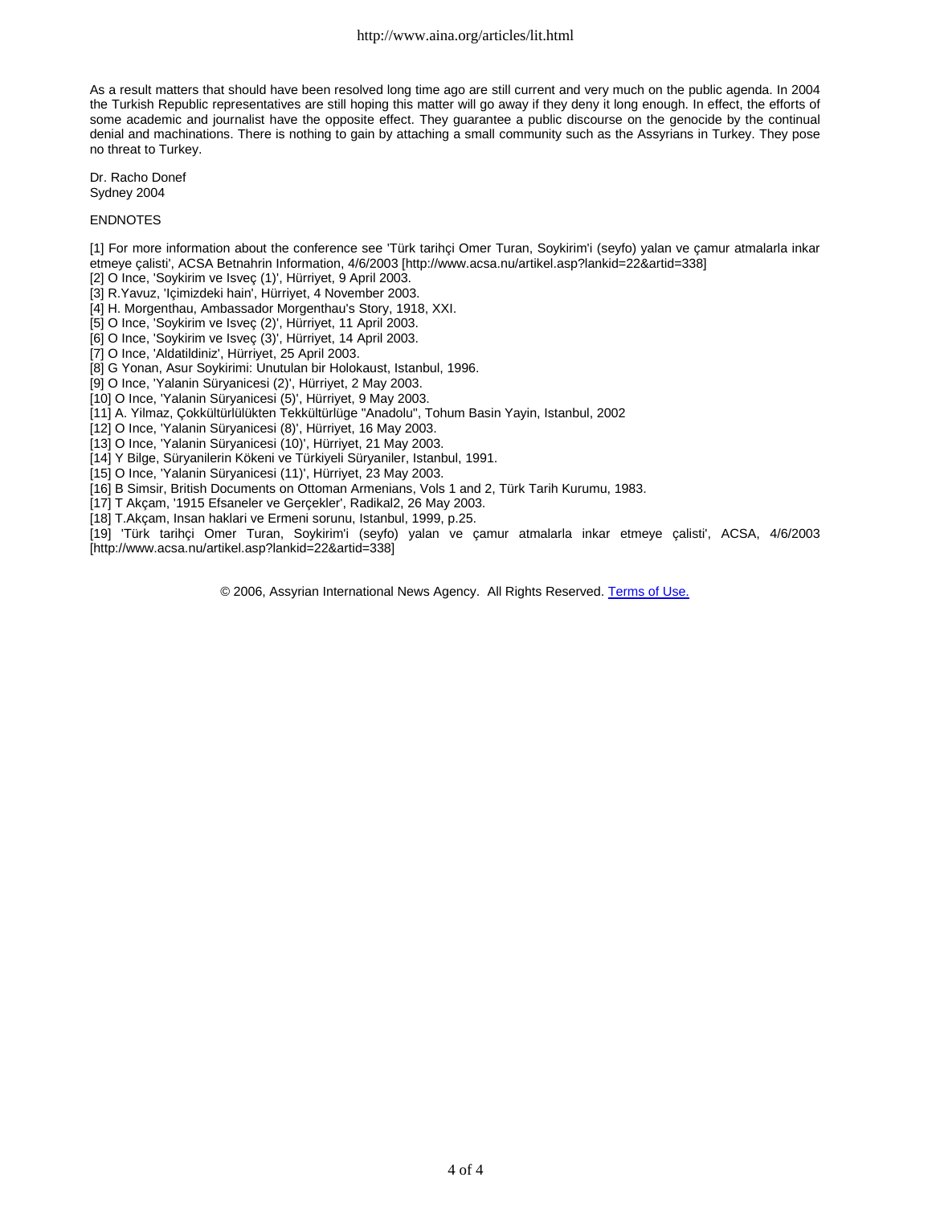As a result matters that should have been resolved long time ago are still current and very much on the public agenda. In 2004 the Turkish Republic representatives are still hoping this matter will go away if they deny it long enough. In effect, the efforts of some academic and journalist have the opposite effect. They guarantee a public discourse on the genocide by the continual denial and machinations. There is nothing to gain by attaching a small community such as the Assyrians in Turkey. They pose no threat to Turkey.

Dr. Racho Donef
Sydney 2004

ENDNOTES

[1] For more information about the conference see 'Türk tarihçi Omer Turan, Soykirim'i (seyfo) yalan ve çamur atmalarla inkar etmeye çalisti', ACSA Betnahrin Information, 4/6/2003 [http://www.acsa.nu/artikel.asp?lankid=22&artid=338]
[2] O Ince, 'Soykirim ve Isveç (1)', Hürriyet, 9 April 2003.
[3] R.Yavuz, 'Içimizdeki hain', Hürriyet, 4 November 2003.
[4] H. Morgenthau, Ambassador Morgenthau's Story, 1918, XXI.
[5] O Ince, 'Soykirim ve Isveç (2)', Hürriyet, 11 April 2003.
[6] O Ince, 'Soykirim ve Isveç (3)', Hürriyet, 14 April 2003.
[7] O Ince, 'Aldatildiniz', Hürriyet, 25 April 2003.
[8] G Yonan, Asur Soykirimi: Unutulan bir Holokaust, Istanbul, 1996.
[9] O Ince, 'Yalanin Süryanicesi (2)', Hürriyet, 2 May 2003.
[10] O Ince, 'Yalanin Süryanicesi (5)', Hürriyet, 9 May 2003.
[11] A. Yilmaz, Çokkültürlülükten Tekkültürlüge "Anadolu", Tohum Basin Yayin, Istanbul, 2002
[12] O Ince, 'Yalanin Süryanicesi (8)', Hürriyet, 16 May 2003.
[13] O Ince, 'Yalanin Süryanicesi (10)', Hürriyet, 21 May 2003.
[14] Y Bilge, Süryanilerin Kökeni ve Türkiyeli Süryaniler, Istanbul, 1991.
[15] O Ince, 'Yalanin Süryanicesi (11)', Hürriyet, 23 May 2003.
[16] B Simsir, British Documents on Ottoman Armenians, Vols 1 and 2, Türk Tarih Kurumu, 1983.
[17] T Akçam, '1915 Efsaneler ve Gerçekler', Radikal2, 26 May 2003.
[18] T.Akçam, Insan haklari ve Ermeni sorunu, Istanbul, 1999, p.25.
[19] 'Türk tarihçi Omer Turan, Soykirim'i (seyfo) yalan ve çamur atmalarla inkar etmeye çalisti', ACSA, 4/6/2003 [http://www.acsa.nu/artikel.asp?lankid=22&artid=338]

© 2006, Assyrian International News Agency. All Rights Reserved. Terms of Use.